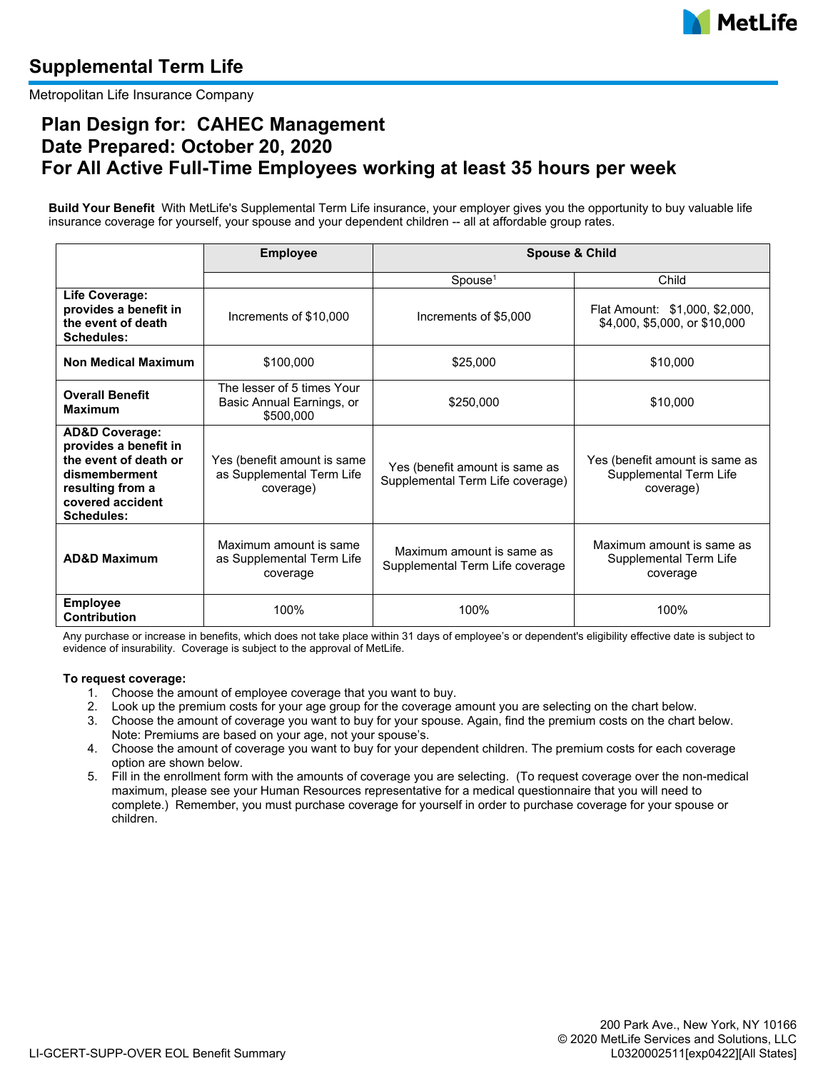# Supplemental Term Life

Metropolitan Life Insurance Company

## Plan Design for: CAHEC Management
## Date Prepared: October 20, 2020
## For All Active Full-Time Employees working at least 35 hours per week

**Build Your Benefit** With MetLife's Supplemental Term Life insurance, your employer gives you the opportunity to buy valuable life insurance coverage for yourself, your spouse and your dependent children -- all at affordable group rates.

| | Employee | Spouse & Child | |
|---|---|---|---|
| | | Spouse[1] | Child |
| **Life Coverage: provides a benefit in the event of death Schedules:** | Increments of $10,000 | Increments of $5,000 | Flat Amount: $1,000, $2,000, $4,000, $5,000, or $10,000 |
| **Non Medical Maximum** | $100,000 | $25,000 | $10,000 |
| **Overall Benefit Maximum** | The lesser of 5 times Your Basic Annual Earnings, or $500,000 | $250,000 | $10,000 |
| **AD&D Coverage: provides a benefit in the event of death or dismemberment resulting from a covered accident Schedules:** | Yes (benefit amount is same as Supplemental Term Life coverage) | Yes (benefit amount is same as Supplemental Term Life coverage) | Yes (benefit amount is same as Supplemental Term Life coverage) |
| **AD&D Maximum** | Maximum amount is same as Supplemental Term Life coverage | Maximum amount is same as Supplemental Term Life coverage | Maximum amount is same as Supplemental Term Life coverage |
| **Employee Contribution** | 100% | 100% | 100% |

Any purchase or increase in benefits, which does not take place within 31 days of employee's or dependent's eligibility effective date is subject to evidence of insurability. Coverage is subject to the approval of MetLife.

**To request coverage:**

1. Choose the amount of employee coverage that you want to buy.
2. Look up the premium costs for your age group for the coverage amount you are selecting on the chart below.
3. Choose the amount of coverage you want to buy for your spouse. Again, find the premium costs on the chart below. Note: Premiums are based on your age, not your spouse's.
4. Choose the amount of coverage you want to buy for your dependent children. The premium costs for each coverage option are shown below.
5. Fill in the enrollment form with the amounts of coverage you are selecting. (To request coverage over the non-medical maximum, please see your Human Resources representative for a medical questionnaire that you will need to complete.) Remember, you must purchase coverage for yourself in order to purchase coverage for your spouse or children.

200 Park Ave., New York, NY 10166
© 2020 MetLife Services and Solutions, LLC
LI-GCERT-SUPP-OVER EOL Benefit Summary
L0320002511[exp0422][All States]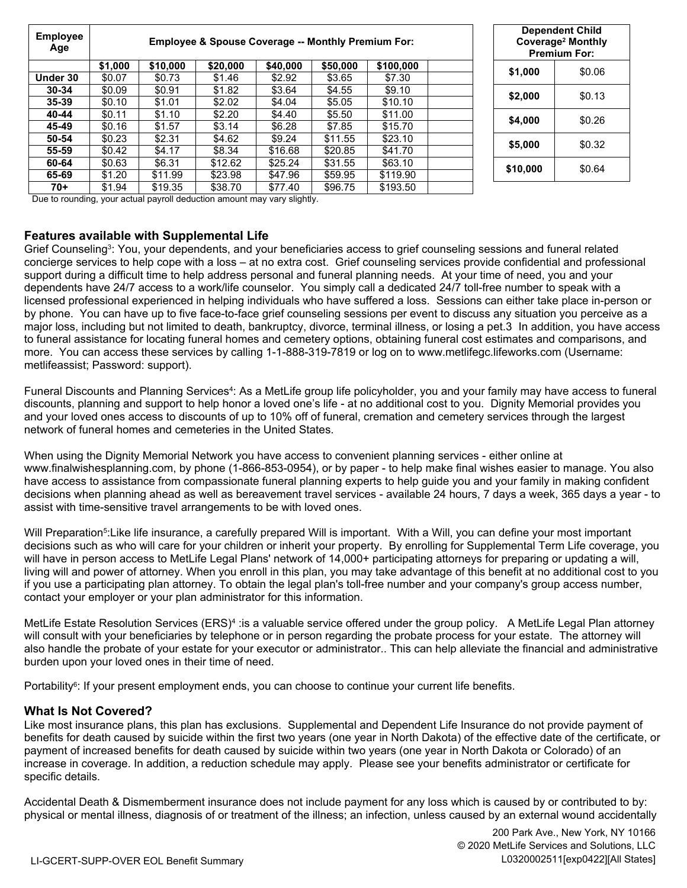| Employee Age | Employee & Spouse Coverage -- Monthly Premium For: | | | | | | |
|---|---|---|---|---|---|---|---|
| | $1,000 | $10,000 | $20,000 | $40,000 | $50,000 | $100,000 | |
| Under 30 | $0.07 | $0.73 | $1.46 | $2.92 | $3.65 | $7.30 | |
| 30-34 | $0.09 | $0.91 | $1.82 | $3.64 | $4.55 | $9.10 | |
| 35-39 | $0.10 | $1.01 | $2.02 | $4.04 | $5.05 | $10.10 | |
| 40-44 | $0.11 | $1.10 | $2.20 | $4.40 | $5.50 | $11.00 | |
| 45-49 | $0.16 | $1.57 | $3.14 | $6.28 | $7.85 | $15.70 | |
| 50-54 | $0.23 | $2.31 | $4.62 | $9.24 | $11.55 | $23.10 | |
| 55-59 | $0.42 | $4.17 | $8.34 | $16.68 | $20.85 | $41.70 | |
| 60-64 | $0.63 | $6.31 | $12.62 | $25.24 | $31.55 | $63.10 | |
| 65-69 | $1.20 | $11.99 | $23.98 | $47.96 | $59.95 | $119.90 | |
| 70+ | $1.94 | $19.35 | $38.70 | $77.40 | $96.75 | $193.50 | |

Due to rounding, your actual payroll deduction amount may vary slightly.

| Dependent Child Coverage[2] Monthly Premium For: | |
|---|---|
| $1,000 | $0.06 |
| $2,000 | $0.13 |
| $4,000 | $0.26 |
| $5,000 | $0.32 |
| $10,000 | $0.64 |

## Features available with Supplemental Life

Grief Counseling[3]: You, your dependents, and your beneficiaries access to grief counseling sessions and funeral related concierge services to help cope with a loss – at no extra cost. Grief counseling services provide confidential and professional support during a difficult time to help address personal and funeral planning needs. At your time of need, you and your dependents have 24/7 access to a work/life counselor. You simply call a dedicated 24/7 toll-free number to speak with a licensed professional experienced in helping individuals who have suffered a loss. Sessions can either take place in-person or by phone. You can have up to five face-to-face grief counseling sessions per event to discuss any situation you perceive as a major loss, including but not limited to death, bankruptcy, divorce, terminal illness, or losing a pet.3 In addition, you have access to funeral assistance for locating funeral homes and cemetery options, obtaining funeral cost estimates and comparisons, and more. You can access these services by calling 1-1-888-319-7819 or log on to www.metlifegc.lifeworks.com (Username: metlifeassist; Password: support).

Funeral Discounts and Planning Services[4]: As a MetLife group life policyholder, you and your family may have access to funeral discounts, planning and support to help honor a loved one's life - at no additional cost to you. Dignity Memorial provides you and your loved ones access to discounts of up to 10% off of funeral, cremation and cemetery services through the largest network of funeral homes and cemeteries in the United States.

When using the Dignity Memorial Network you have access to convenient planning services - either online at www.finalwishesplanning.com, by phone (1-866-853-0954), or by paper - to help make final wishes easier to manage. You also have access to assistance from compassionate funeral planning experts to help guide you and your family in making confident decisions when planning ahead as well as bereavement travel services - available 24 hours, 7 days a week, 365 days a year - to assist with time-sensitive travel arrangements to be with loved ones.

Will Preparation[5]:Like life insurance, a carefully prepared Will is important. With a Will, you can define your most important decisions such as who will care for your children or inherit your property. By enrolling for Supplemental Term Life coverage, you will have in person access to MetLife Legal Plans' network of 14,000+ participating attorneys for preparing or updating a will, living will and power of attorney. When you enroll in this plan, you may take advantage of this benefit at no additional cost to you if you use a participating plan attorney. To obtain the legal plan's toll-free number and your company's group access number, contact your employer or your plan administrator for this information.

MetLife Estate Resolution Services (ERS)[4] :is a valuable service offered under the group policy. A MetLife Legal Plan attorney will consult with your beneficiaries by telephone or in person regarding the probate process for your estate. The attorney will also handle the probate of your estate for your executor or administrator.. This can help alleviate the financial and administrative burden upon your loved ones in their time of need.

Portability[6]: If your present employment ends, you can choose to continue your current life benefits.

## What Is Not Covered?

Like most insurance plans, this plan has exclusions. Supplemental and Dependent Life Insurance do not provide payment of benefits for death caused by suicide within the first two years (one year in North Dakota) of the effective date of the certificate, or payment of increased benefits for death caused by suicide within two years (one year in North Dakota or Colorado) of an increase in coverage. In addition, a reduction schedule may apply. Please see your benefits administrator or certificate for specific details.

Accidental Death & Dismemberment insurance does not include payment for any loss which is caused by or contributed to by: physical or mental illness, diagnosis of or treatment of the illness; an infection, unless caused by an external wound accidentally

200 Park Ave., New York, NY 10166
© 2020 MetLife Services and Solutions, LLC
L0320002511[exp0422][All States]

LI-GCERT-SUPP-OVER EOL Benefit Summary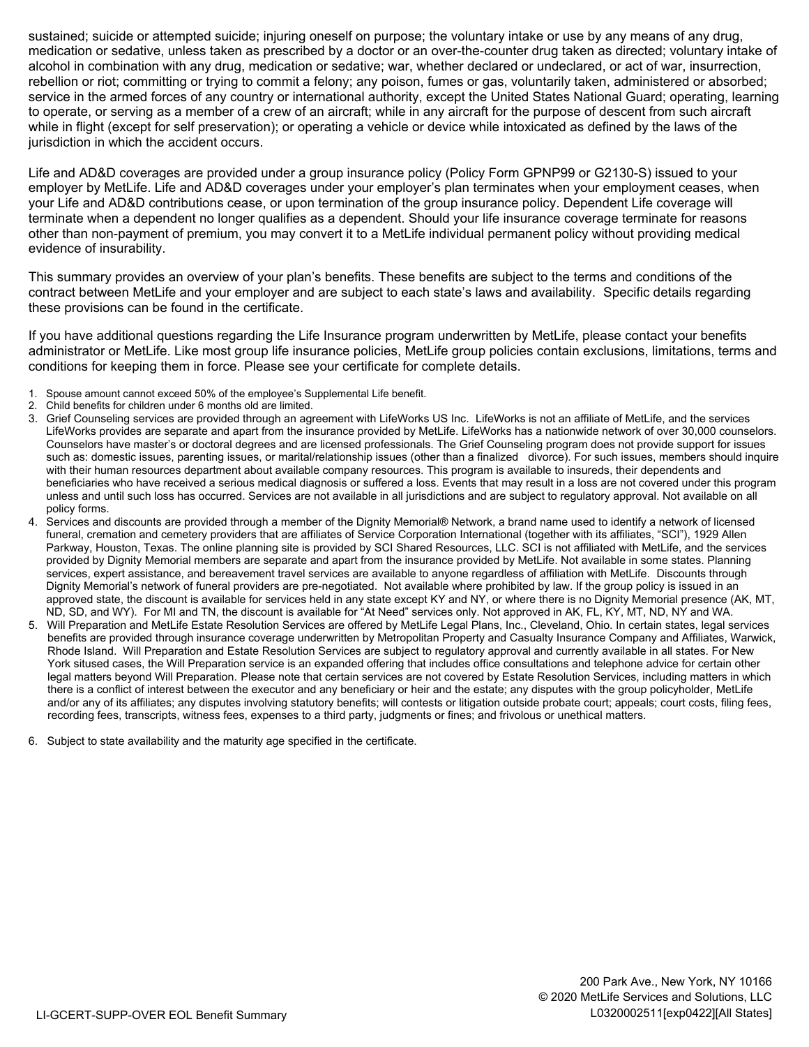sustained; suicide or attempted suicide; injuring oneself on purpose; the voluntary intake or use by any means of any drug, medication or sedative, unless taken as prescribed by a doctor or an over-the-counter drug taken as directed; voluntary intake of alcohol in combination with any drug, medication or sedative; war, whether declared or undeclared, or act of war, insurrection, rebellion or riot; committing or trying to commit a felony; any poison, fumes or gas, voluntarily taken, administered or absorbed; service in the armed forces of any country or international authority, except the United States National Guard; operating, learning to operate, or serving as a member of a crew of an aircraft; while in any aircraft for the purpose of descent from such aircraft while in flight (except for self preservation); or operating a vehicle or device while intoxicated as defined by the laws of the jurisdiction in which the accident occurs.

Life and AD&D coverages are provided under a group insurance policy (Policy Form GPNP99 or G2130-S) issued to your employer by MetLife. Life and AD&D coverages under your employer's plan terminates when your employment ceases, when your Life and AD&D contributions cease, or upon termination of the group insurance policy. Dependent Life coverage will terminate when a dependent no longer qualifies as a dependent. Should your life insurance coverage terminate for reasons other than non-payment of premium, you may convert it to a MetLife individual permanent policy without providing medical evidence of insurability.

This summary provides an overview of your plan's benefits. These benefits are subject to the terms and conditions of the contract between MetLife and your employer and are subject to each state's laws and availability. Specific details regarding these provisions can be found in the certificate.

If you have additional questions regarding the Life Insurance program underwritten by MetLife, please contact your benefits administrator or MetLife. Like most group life insurance policies, MetLife group policies contain exclusions, limitations, terms and conditions for keeping them in force. Please see your certificate for complete details.

1. Spouse amount cannot exceed 50% of the employee's Supplemental Life benefit.
2. Child benefits for children under 6 months old are limited.
3. Grief Counseling services are provided through an agreement with LifeWorks US Inc. LifeWorks is not an affiliate of MetLife, and the services LifeWorks provides are separate and apart from the insurance provided by MetLife. LifeWorks has a nationwide network of over 30,000 counselors. Counselors have master's or doctoral degrees and are licensed professionals. The Grief Counseling program does not provide support for issues such as: domestic issues, parenting issues, or marital/relationship issues (other than a finalized divorce). For such issues, members should inquire with their human resources department about available company resources. This program is available to insureds, their dependents and beneficiaries who have received a serious medical diagnosis or suffered a loss. Events that may result in a loss are not covered under this program unless and until such loss has occurred. Services are not available in all jurisdictions and are subject to regulatory approval. Not available on all policy forms.
4. Services and discounts are provided through a member of the Dignity Memorial® Network, a brand name used to identify a network of licensed funeral, cremation and cemetery providers that are affiliates of Service Corporation International (together with its affiliates, "SCI"), 1929 Allen Parkway, Houston, Texas. The online planning site is provided by SCI Shared Resources, LLC. SCI is not affiliated with MetLife, and the services provided by Dignity Memorial members are separate and apart from the insurance provided by MetLife. Not available in some states. Planning services, expert assistance, and bereavement travel services are available to anyone regardless of affiliation with MetLife. Discounts through Dignity Memorial's network of funeral providers are pre-negotiated. Not available where prohibited by law. If the group policy is issued in an approved state, the discount is available for services held in any state except KY and NY, or where there is no Dignity Memorial presence (AK, MT, ND, SD, and WY). For MI and TN, the discount is available for "At Need" services only. Not approved in AK, FL, KY, MT, ND, NY and WA.
5. Will Preparation and MetLife Estate Resolution Services are offered by MetLife Legal Plans, Inc., Cleveland, Ohio. In certain states, legal services benefits are provided through insurance coverage underwritten by Metropolitan Property and Casualty Insurance Company and Affiliates, Warwick, Rhode Island. Will Preparation and Estate Resolution Services are subject to regulatory approval and currently available in all states. For New York sitused cases, the Will Preparation service is an expanded offering that includes office consultations and telephone advice for certain other legal matters beyond Will Preparation. Please note that certain services are not covered by Estate Resolution Services, including matters in which there is a conflict of interest between the executor and any beneficiary or heir and the estate; any disputes with the group policyholder, MetLife and/or any of its affiliates; any disputes involving statutory benefits; will contests or litigation outside probate court; appeals; court costs, filing fees, recording fees, transcripts, witness fees, expenses to a third party, judgments or fines; and frivolous or unethical matters.
6. Subject to state availability and the maturity age specified in the certificate.

200 Park Ave., New York, NY 10166
© 2020 MetLife Services and Solutions, LLC
L0320002511[exp0422][All States]

LI-GCERT-SUPP-OVER EOL Benefit Summary